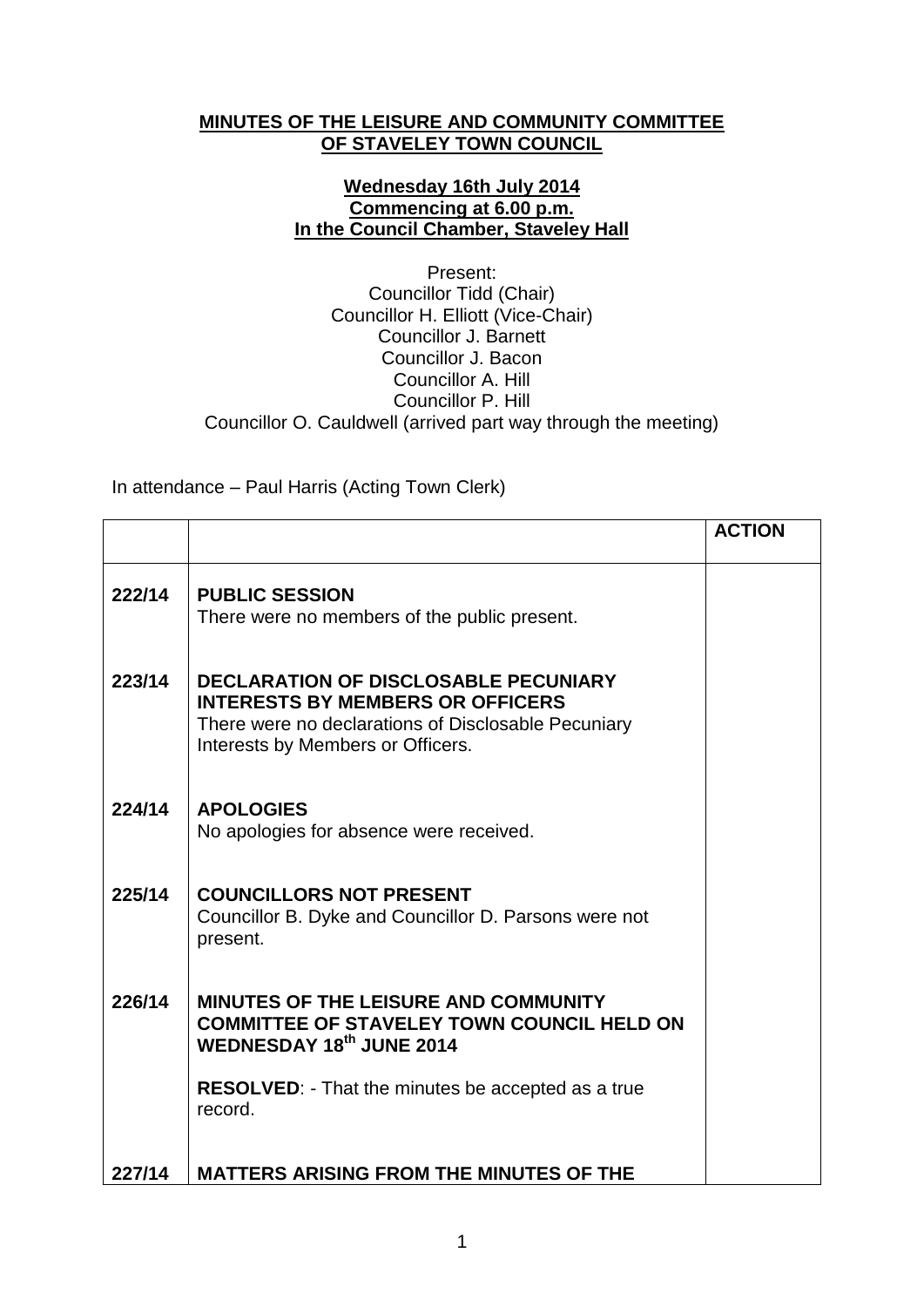**MINUTES OF THE LEISURE AND COMMUNITY COMMITTEE OF STAVELEY TOWN COUNCIL**

**Wednesday 16th July 2014**
**Commencing at 6.00 p.m.**
**In the Council Chamber, Staveley Hall**

Present:
Councillor Tidd (Chair)
Councillor H. Elliott (Vice-Chair)
Councillor J. Barnett
Councillor J. Bacon
Councillor A. Hill
Councillor P. Hill
Councillor O. Cauldwell (arrived part way through the meeting)

In attendance – Paul Harris (Acting Town Clerk)

| | | **ACTION** |
|---|---|---|
| **222/14** | **PUBLIC SESSION**<br>There were no members of the public present. | |
| **223/14** | **DECLARATION OF DISCLOSABLE PECUNIARY INTERESTS BY MEMBERS OR OFFICERS**<br>There were no declarations of Disclosable Pecuniary Interests by Members or Officers. | |
| **224/14** | **APOLOGIES**<br>No apologies for absence were received. | |
| **225/14** | **COUNCILLORS NOT PRESENT**<br>Councillor B. Dyke and Councillor D. Parsons were not present. | |
| **226/14** | **MINUTES OF THE LEISURE AND COMMUNITY COMMITTEE OF STAVELEY TOWN COUNCIL HELD ON WEDNESDAY 18th JUNE 2014**<br><br>**RESOLVED**: - That the minutes be accepted as a true record. | |
| **227/14** | **MATTERS ARISING FROM THE MINUTES OF THE** | |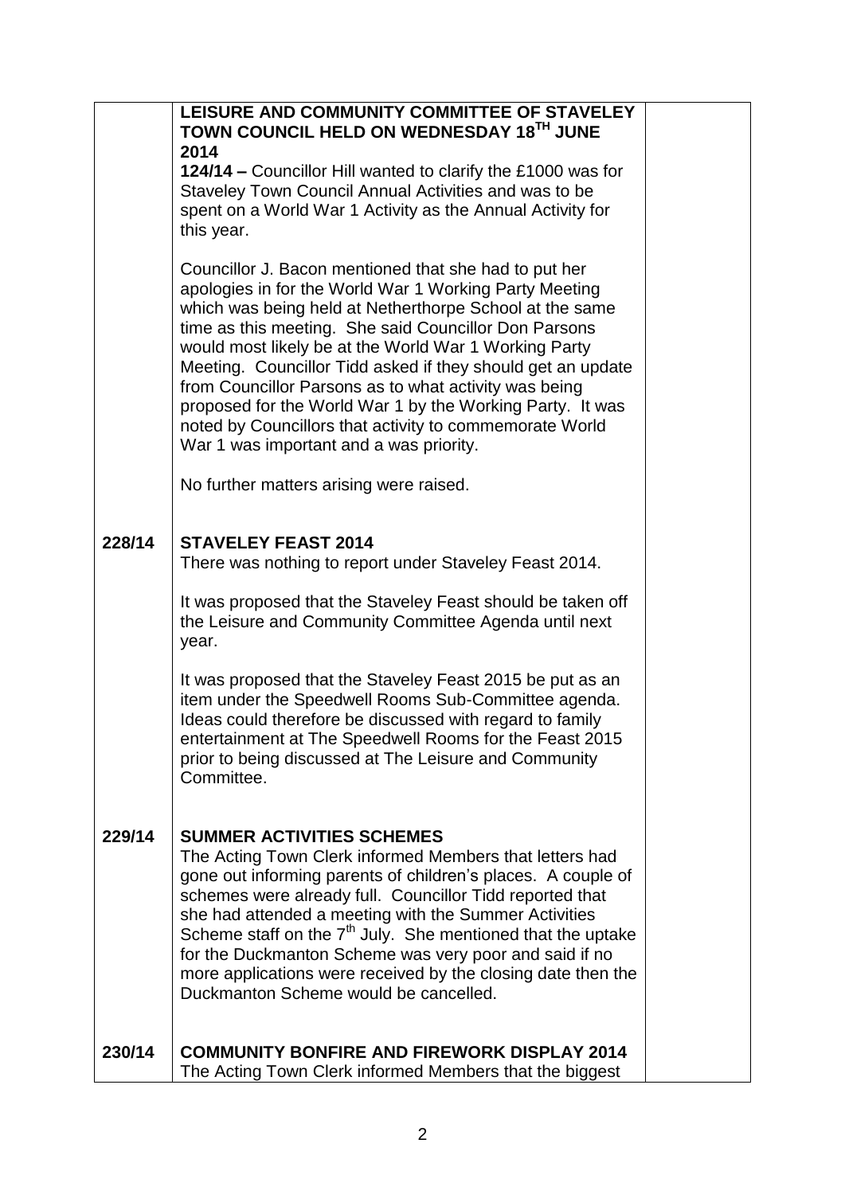| | | |
|---|---|---|
| | **LEISURE AND COMMUNITY COMMITTEE OF STAVELEY TOWN COUNCIL HELD ON WEDNESDAY 18$^{TH}$ JUNE 2014**<br><br>**124/14 –** Councillor Hill wanted to clarify the £1000 was for Staveley Town Council Annual Activities and was to be spent on a World War 1 Activity as the Annual Activity for this year.<br><br>Councillor J. Bacon mentioned that she had to put her apologies in for the World War 1 Working Party Meeting which was being held at Netherthorpe School at the same time as this meeting. She said Councillor Don Parsons would most likely be at the World War 1 Working Party Meeting. Councillor Tidd asked if they should get an update from Councillor Parsons as to what activity was being proposed for the World War 1 by the Working Party. It was noted by Councillors that activity to commemorate World War 1 was important and a was priority.<br><br>No further matters arising were raised. | |
| **228/14** | **STAVELEY FEAST 2014**<br>There was nothing to report under Staveley Feast 2014.<br><br>It was proposed that the Staveley Feast should be taken off the Leisure and Community Committee Agenda until next year.<br><br>It was proposed that the Staveley Feast 2015 be put as an item under the Speedwell Rooms Sub-Committee agenda. Ideas could therefore be discussed with regard to family entertainment at The Speedwell Rooms for the Feast 2015 prior to being discussed at The Leisure and Community Committee. | |
| **229/14** | **SUMMER ACTIVITIES SCHEMES**<br>The Acting Town Clerk informed Members that letters had gone out informing parents of children's places. A couple of schemes were already full. Councillor Tidd reported that she had attended a meeting with the Summer Activities Scheme staff on the 7$^{th}$ July. She mentioned that the uptake for the Duckmanton Scheme was very poor and said if no more applications were received by the closing date then the Duckmanton Scheme would be cancelled. | |
| **230/14** | **COMMUNITY BONFIRE AND FIREWORK DISPLAY 2014**<br>The Acting Town Clerk informed Members that the biggest | |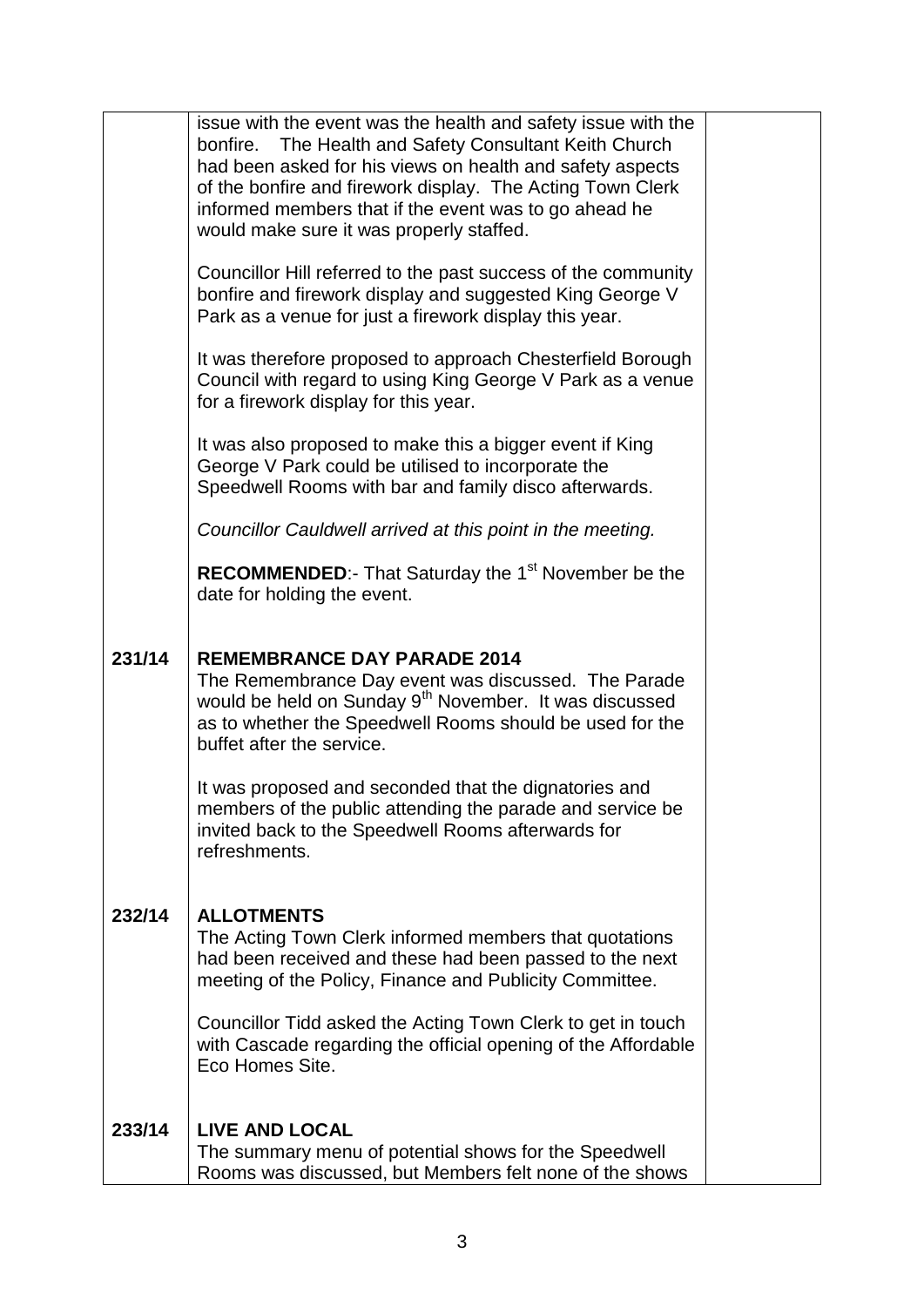| | | |
|---|---|---|
| | issue with the event was the health and safety issue with the bonfire. The Health and Safety Consultant Keith Church had been asked for his views on health and safety aspects of the bonfire and firework display. The Acting Town Clerk informed members that if the event was to go ahead he would make sure it was properly staffed.<br><br>Councillor Hill referred to the past success of the community bonfire and firework display and suggested King George V Park as a venue for just a firework display this year.<br><br>It was therefore proposed to approach Chesterfield Borough Council with regard to using King George V Park as a venue for a firework display for this year.<br><br>It was also proposed to make this a bigger event if King George V Park could be utilised to incorporate the Speedwell Rooms with bar and family disco afterwards.<br><br>*Councillor Cauldwell arrived at this point in the meeting.*<br><br>**RECOMMENDED**:- That Saturday the 1st November be the date for holding the event. | |
| **231/14** | **REMEMBRANCE DAY PARADE 2014**<br>The Remembrance Day event was discussed. The Parade would be held on Sunday 9th November. It was discussed as to whether the Speedwell Rooms should be used for the buffet after the service.<br><br>It was proposed and seconded that the dignatories and members of the public attending the parade and service be invited back to the Speedwell Rooms afterwards for refreshments. | |
| **232/14** | **ALLOTMENTS**<br>The Acting Town Clerk informed members that quotations had been received and these had been passed to the next meeting of the Policy, Finance and Publicity Committee.<br><br>Councillor Tidd asked the Acting Town Clerk to get in touch with Cascade regarding the official opening of the Affordable Eco Homes Site. | |
| **233/14** | **LIVE AND LOCAL**<br>The summary menu of potential shows for the Speedwell Rooms was discussed, but Members felt none of the shows | |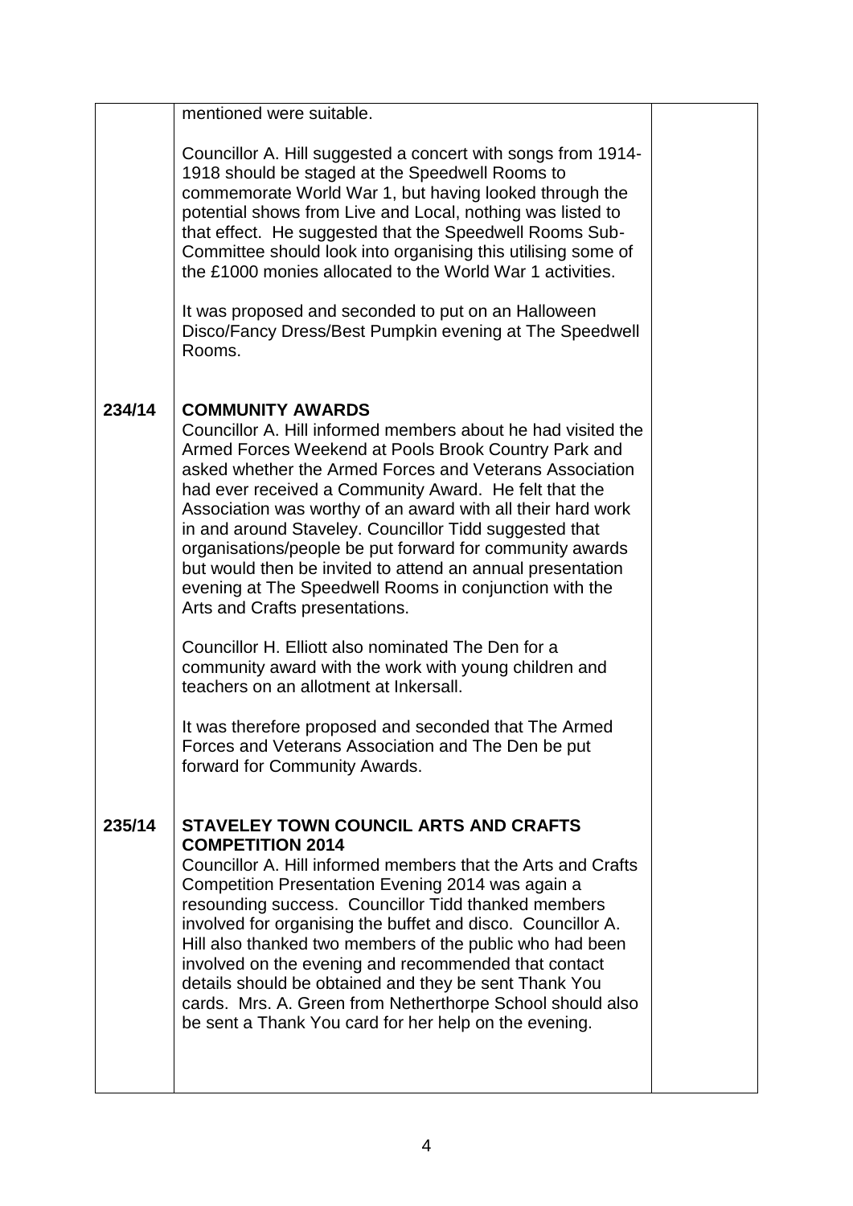| | | |
|---|---|---|
| | mentioned were suitable.<br><br>Councillor A. Hill suggested a concert with songs from 1914-1918 should be staged at the Speedwell Rooms to commemorate World War 1, but having looked through the potential shows from Live and Local, nothing was listed to that effect. He suggested that the Speedwell Rooms Sub-Committee should look into organising this utilising some of the £1000 monies allocated to the World War 1 activities.<br><br>It was proposed and seconded to put on an Halloween Disco/Fancy Dress/Best Pumpkin evening at The Speedwell Rooms. | |
| **234/14** | **COMMUNITY AWARDS**<br>Councillor A. Hill informed members about he had visited the Armed Forces Weekend at Pools Brook Country Park and asked whether the Armed Forces and Veterans Association had ever received a Community Award. He felt that the Association was worthy of an award with all their hard work in and around Staveley. Councillor Tidd suggested that organisations/people be put forward for community awards but would then be invited to attend an annual presentation evening at The Speedwell Rooms in conjunction with the Arts and Crafts presentations.<br><br>Councillor H. Elliott also nominated The Den for a community award with the work with young children and teachers on an allotment at Inkersall.<br><br>It was therefore proposed and seconded that The Armed Forces and Veterans Association and The Den be put forward for Community Awards. | |
| **235/14** | **STAVELEY TOWN COUNCIL ARTS AND CRAFTS COMPETITION 2014**<br>Councillor A. Hill informed members that the Arts and Crafts Competition Presentation Evening 2014 was again a resounding success. Councillor Tidd thanked members involved for organising the buffet and disco. Councillor A. Hill also thanked two members of the public who had been involved on the evening and recommended that contact details should be obtained and they be sent Thank You cards. Mrs. A. Green from Netherthorpe School should also be sent a Thank You card for her help on the evening. | |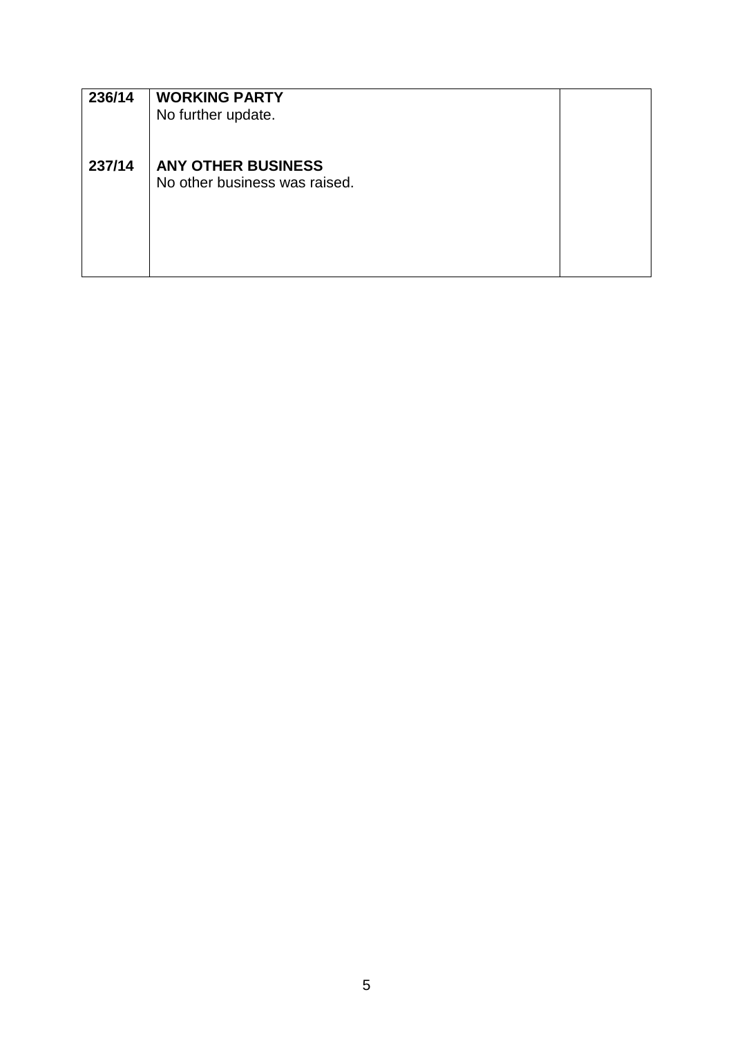| | | |
|---|---|---|
| **236/14** | **WORKING PARTY**<br>No further update. | |
| **237/14** | **ANY OTHER BUSINESS**<br>No other business was raised. | |